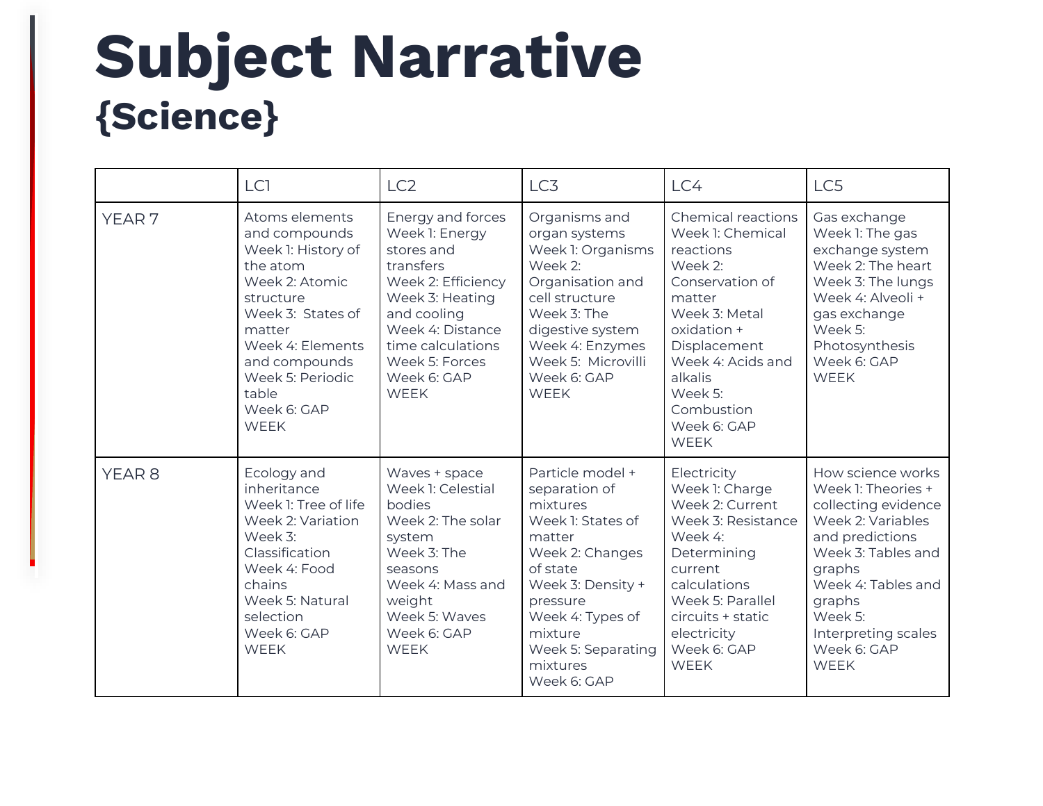# Subject Narrative

## {Science}

| | LC1 | LC2 | LC3 | LC4 | LC5 |
|---|---|---|---|---|---|
| YEAR 7 | Atoms elements and compounds<br>Week 1: History of the atom<br>Week 2: Atomic structure<br>Week 3: States of matter<br>Week 4: Elements and compounds<br>Week 5: Periodic table<br>Week 6: GAP WEEK | Energy and forces<br>Week 1: Energy stores and transfers<br>Week 2: Efficiency<br>Week 3: Heating and cooling<br>Week 4: Distance time calculations<br>Week 5: Forces<br>Week 6: GAP WEEK | Organisms and organ systems<br>Week 1: Organisms<br>Week 2: Organisation and cell structure<br>Week 3: The digestive system<br>Week 4: Enzymes<br>Week 5: Microvilli<br>Week 6: GAP WEEK | Chemical reactions<br>Week 1: Chemical reactions<br>Week 2: Conservation of matter<br>Week 3: Metal oxidation + Displacement<br>Week 4: Acids and alkalis<br>Week 5: Combustion<br>Week 6: GAP WEEK | Gas exchange<br>Week 1: The gas exchange system<br>Week 2: The heart<br>Week 3: The lungs<br>Week 4: Alveoli + gas exchange<br>Week 5: Photosynthesis<br>Week 6: GAP WEEK |
| YEAR 8 | Ecology and inheritance<br>Week 1: Tree of life<br>Week 2: Variation<br>Week 3: Classification<br>Week 4: Food chains<br>Week 5: Natural selection<br>Week 6: GAP WEEK | Waves + space<br>Week 1: Celestial bodies<br>Week 2: The solar system<br>Week 3: The seasons<br>Week 4: Mass and weight<br>Week 5: Waves<br>Week 6: GAP WEEK | Particle model + separation of mixtures<br>Week 1: States of matter<br>Week 2: Changes of state<br>Week 3: Density + pressure<br>Week 4: Types of mixture<br>Week 5: Separating mixtures<br>Week 6: GAP | Electricity<br>Week 1: Charge<br>Week 2: Current<br>Week 3: Resistance<br>Week 4: Determining current calculations<br>Week 5: Parallel circuits + static electricity<br>Week 6: GAP WEEK | How science works<br>Week 1: Theories + collecting evidence<br>Week 2: Variables and predictions<br>Week 3: Tables and graphs<br>Week 4: Tables and graphs<br>Week 5: Interpreting scales<br>Week 6: GAP WEEK |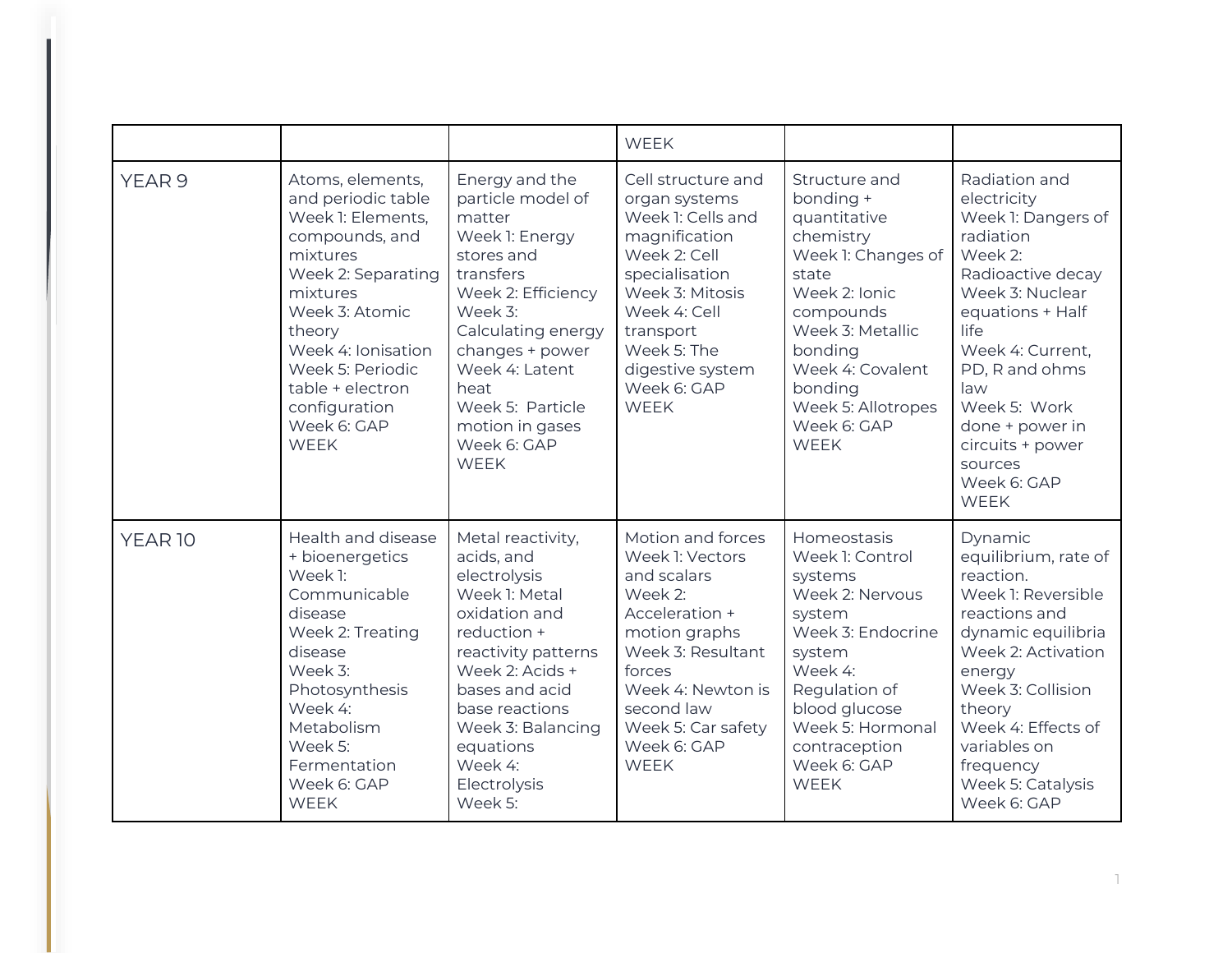| | | | WEEK | | |
|---|---|---|---|---|---|
| YEAR 9 | Atoms, elements, and periodic table<br>Week 1: Elements, compounds, and mixtures<br>Week 2: Separating mixtures<br>Week 3: Atomic theory<br>Week 4: Ionisation<br>Week 5: Periodic table + electron configuration<br>Week 6: GAP WEEK | Energy and the particle model of matter<br>Week 1: Energy stores and transfers<br>Week 2: Efficiency<br>Week 3: Calculating energy changes + power<br>Week 4: Latent heat<br>Week 5: Particle motion in gases<br>Week 6: GAP WEEK | Cell structure and organ systems<br>Week 1: Cells and magnification<br>Week 2: Cell specialisation<br>Week 3: Mitosis<br>Week 4: Cell transport<br>Week 5: The digestive system<br>Week 6: GAP WEEK | Structure and bonding + quantitative chemistry<br>Week 1: Changes of state<br>Week 2: Ionic compounds<br>Week 3: Metallic bonding<br>Week 4: Covalent bonding<br>Week 5: Allotropes<br>Week 6: GAP WEEK | Radiation and electricity<br>Week 1: Dangers of radiation<br>Week 2: Radioactive decay<br>Week 3: Nuclear equations + Half life<br>Week 4: Current, PD, R and ohms law<br>Week 5: Work done + power in circuits + power sources<br>Week 6: GAP WEEK |
| YEAR 10 | Health and disease + bioenergetics<br>Week 1: Communicable disease<br>Week 2: Treating disease<br>Week 3: Photosynthesis<br>Week 4: Metabolism<br>Week 5: Fermentation<br>Week 6: GAP WEEK | Metal reactivity, acids, and electrolysis<br>Week 1: Metal oxidation and reduction + reactivity patterns<br>Week 2: Acids + bases and acid base reactions<br>Week 3: Balancing equations<br>Week 4: Electrolysis<br>Week 5: | Motion and forces<br>Week 1: Vectors and scalars<br>Week 2: Acceleration + motion graphs<br>Week 3: Resultant forces<br>Week 4: Newton is second law<br>Week 5: Car safety<br>Week 6: GAP WEEK | Homeostasis<br>Week 1: Control systems<br>Week 2: Nervous system<br>Week 3: Endocrine system<br>Week 4: Regulation of blood glucose<br>Week 5: Hormonal contraception<br>Week 6: GAP WEEK | Dynamic equilibrium, rate of reaction.<br>Week 1: Reversible reactions and dynamic equilibria<br>Week 2: Activation energy<br>Week 3: Collision theory<br>Week 4: Effects of variables on frequency<br>Week 5: Catalysis<br>Week 6: GAP |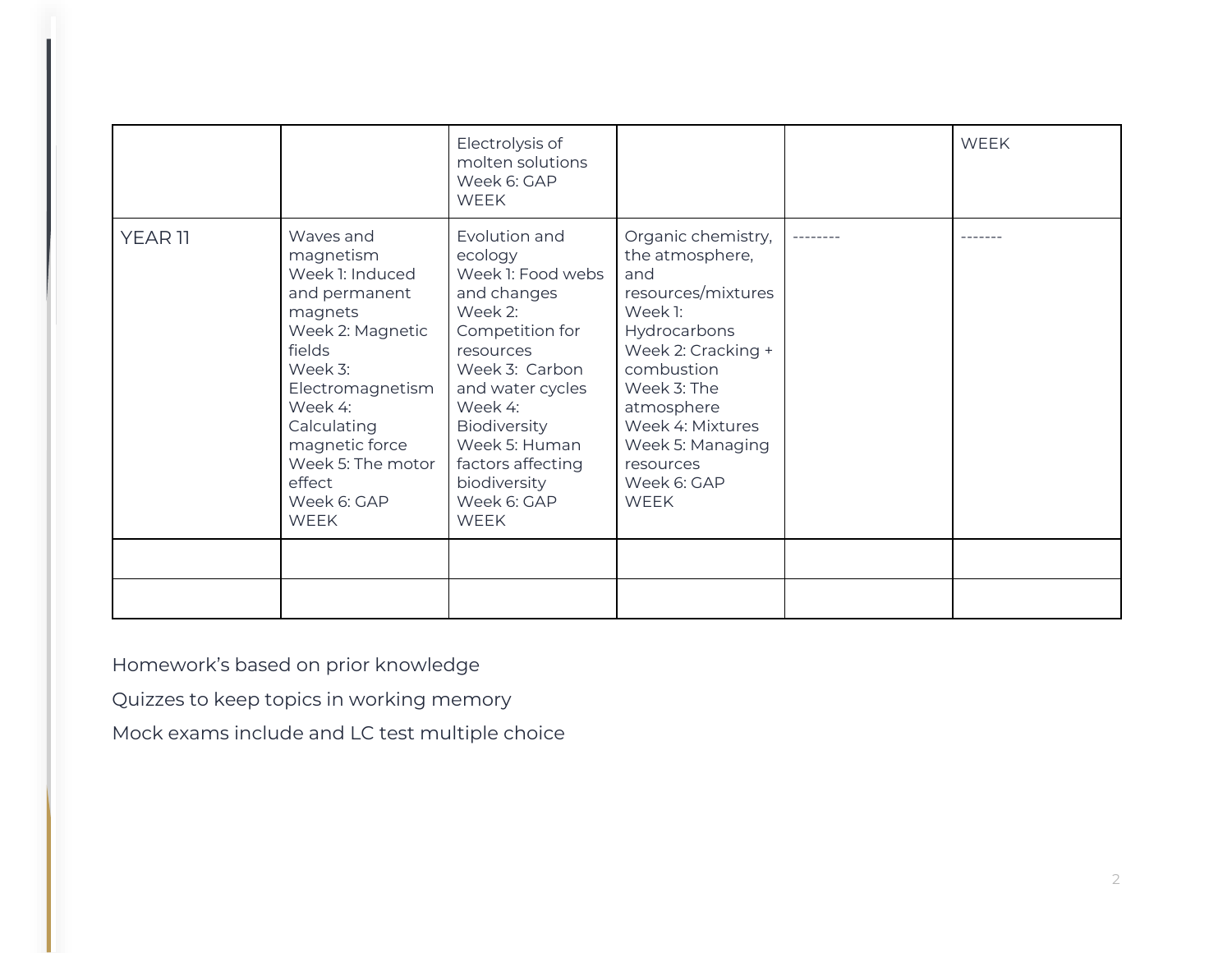| | | | | | |
|---|---|---|---|---|---|
| | | Electrolysis of molten solutions<br>Week 6: GAP WEEK | | | WEEK |
| YEAR 11 | Waves and magnetism<br>Week 1: Induced and permanent magnets<br>Week 2: Magnetic fields<br>Week 3: Electromagnetism<br>Week 4: Calculating magnetic force<br>Week 5: The motor effect<br>Week 6: GAP WEEK | Evolution and ecology<br>Week 1: Food webs and changes<br>Week 2: Competition for resources<br>Week 3: Carbon and water cycles<br>Week 4: Biodiversity<br>Week 5: Human factors affecting biodiversity<br>Week 6: GAP WEEK | Organic chemistry, the atmosphere, and resources/mixtures<br>Week 1: Hydrocarbons<br>Week 2: Cracking + combustion<br>Week 3: The atmosphere<br>Week 4: Mixtures<br>Week 5: Managing resources<br>Week 6: GAP WEEK | -------- | ------- |
| | | | | | |
| | | | | | |

Homework's based on prior knowledge

Quizzes to keep topics in working memory

Mock exams include and LC test multiple choice